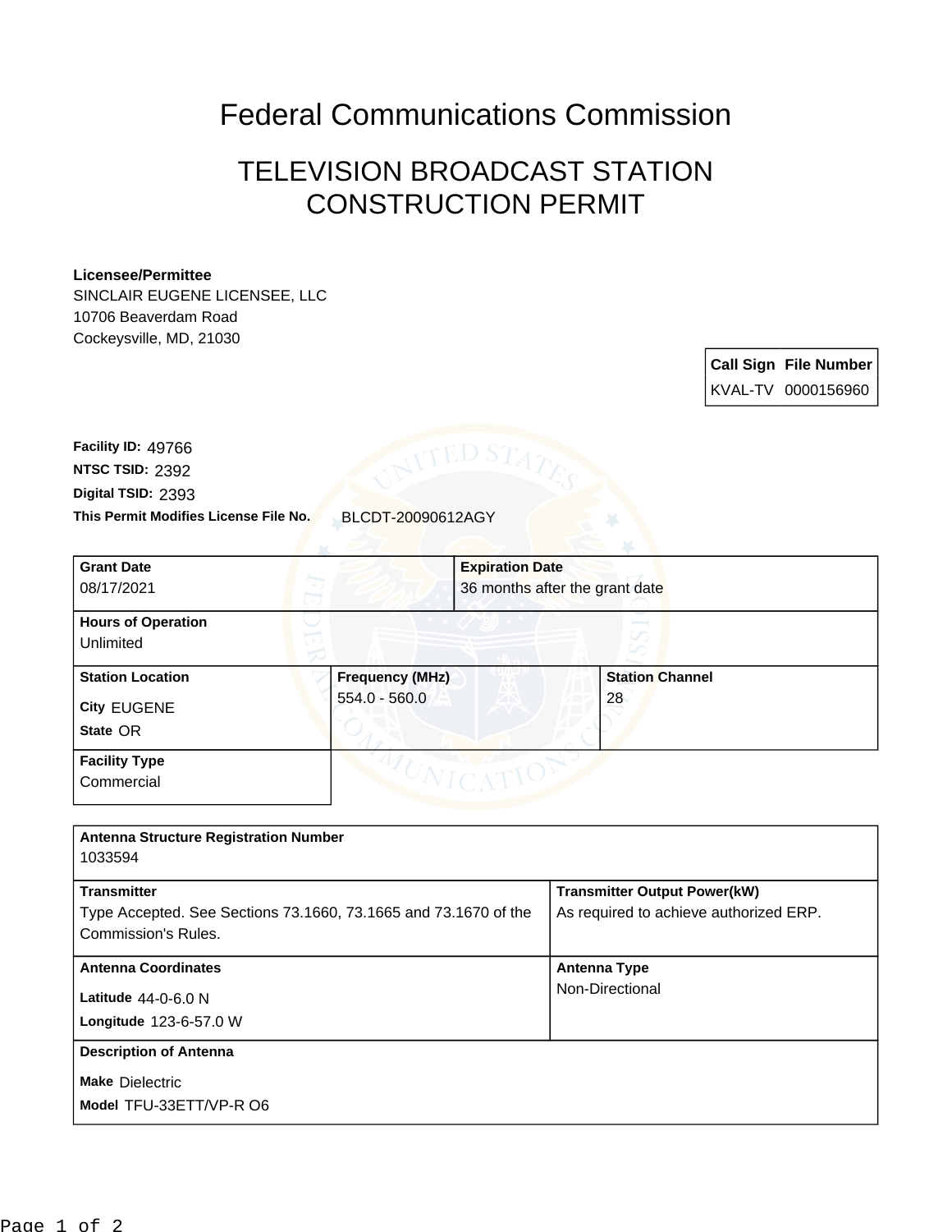# Federal Communications Commission

## TELEVISION BROADCAST STATION CONSTRUCTION PERMIT

**Licensee/Permittee**
SINCLAIR EUGENE LICENSEE, LLC
10706 Beaverdam Road
Cockeysville, MD, 21030

| Call Sign | File Number |
| --- | --- |
| KVAL-TV | 0000156960 |

**Facility ID:** 49766
**NTSC TSID:** 2392
**Digital TSID:** 2393
**This Permit Modifies License File No.** BLCDT-20090612AGY

| Grant Date | Expiration Date |
| --- | --- |
| 08/17/2021 | 36 months after the grant date |

| Hours of Operation |
| --- |
| Unlimited |

| Station Location | Frequency (MHz) | Station Channel |
| --- | --- | --- |
| City EUGENE<br>State OR | 554.0 - 560.0 | 28 |

| Facility Type |
| --- |
| Commercial |

| Antenna Structure Registration Number | |
| --- | --- |
| 1033594 | |
| **Transmitter** | **Transmitter Output Power(kW)** |
| Type Accepted. See Sections 73.1660, 73.1665 and 73.1670 of the Commission's Rules. | As required to achieve authorized ERP. |
| **Antenna Coordinates** | **Antenna Type** |
| Latitude 44-0-6.0 N<br>Longitude 123-6-57.0 W | Non-Directional |
| **Description of Antenna** | |
| Make Dielectric<br>Model TFU-33ETT/VP-R O6 | |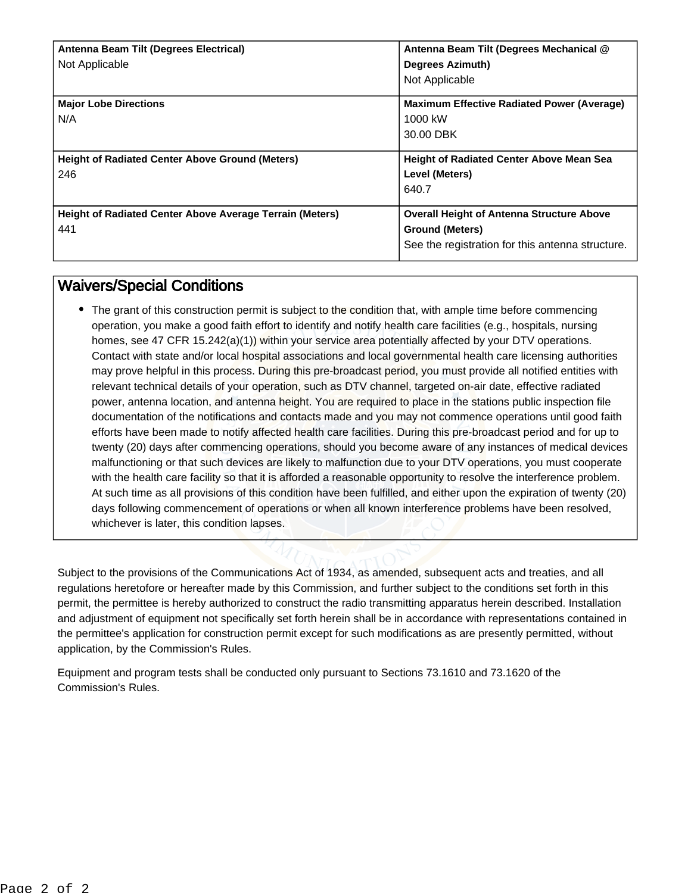| | |
|---|---|
| **Antenna Beam Tilt (Degrees Electrical)**<br>Not Applicable | **Antenna Beam Tilt (Degrees Mechanical @ Degrees Azimuth)**<br>Not Applicable |
| **Major Lobe Directions**<br>N/A | **Maximum Effective Radiated Power (Average)**<br>1000 kW<br>30.00 DBK |
| **Height of Radiated Center Above Ground (Meters)**<br>246 | **Height of Radiated Center Above Mean Sea Level (Meters)**<br>640.7 |
| **Height of Radiated Center Above Average Terrain (Meters)**<br>441 | **Overall Height of Antenna Structure Above Ground (Meters)**<br>See the registration for this antenna structure. |

## Waivers/Special Conditions

- The grant of this construction permit is subject to the condition that, with ample time before commencing operation, you make a good faith effort to identify and notify health care facilities (e.g., hospitals, nursing homes, see 47 CFR 15.242(a)(1)) within your service area potentially affected by your DTV operations. Contact with state and/or local hospital associations and local governmental health care licensing authorities may prove helpful in this process. During this pre-broadcast period, you must provide all notified entities with relevant technical details of your operation, such as DTV channel, targeted on-air date, effective radiated power, antenna location, and antenna height. You are required to place in the stations public inspection file documentation of the notifications and contacts made and you may not commence operations until good faith efforts have been made to notify affected health care facilities. During this pre-broadcast period and for up to twenty (20) days after commencing operations, should you become aware of any instances of medical devices malfunctioning or that such devices are likely to malfunction due to your DTV operations, you must cooperate with the health care facility so that it is afforded a reasonable opportunity to resolve the interference problem. At such time as all provisions of this condition have been fulfilled, and either upon the expiration of twenty (20) days following commencement of operations or when all known interference problems have been resolved, whichever is later, this condition lapses.

Subject to the provisions of the Communications Act of 1934, as amended, subsequent acts and treaties, and all regulations heretofore or hereafter made by this Commission, and further subject to the conditions set forth in this permit, the permittee is hereby authorized to construct the radio transmitting apparatus herein described. Installation and adjustment of equipment not specifically set forth herein shall be in accordance with representations contained in the permittee's application for construction permit except for such modifications as are presently permitted, without application, by the Commission's Rules.

Equipment and program tests shall be conducted only pursuant to Sections 73.1610 and 73.1620 of the Commission's Rules.